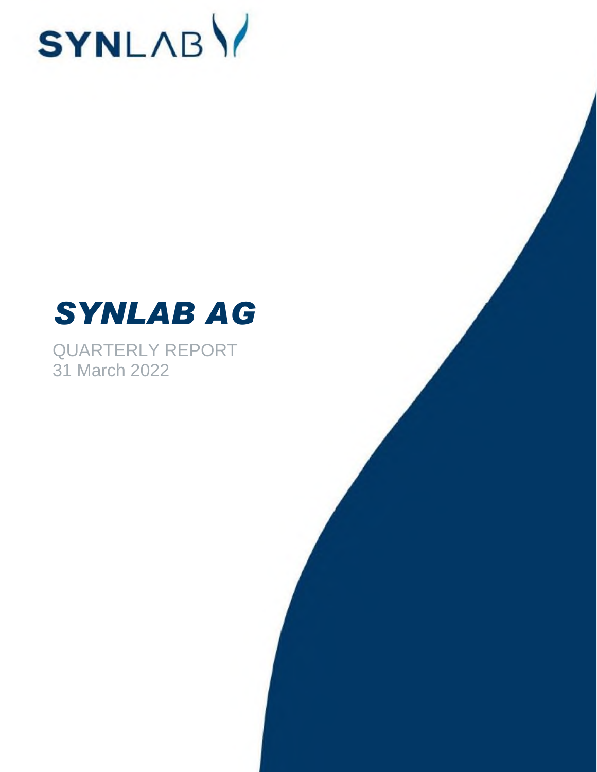SYNLAB

# *SYNLAB AG*

QUARTERLY REPORT
31 March 2022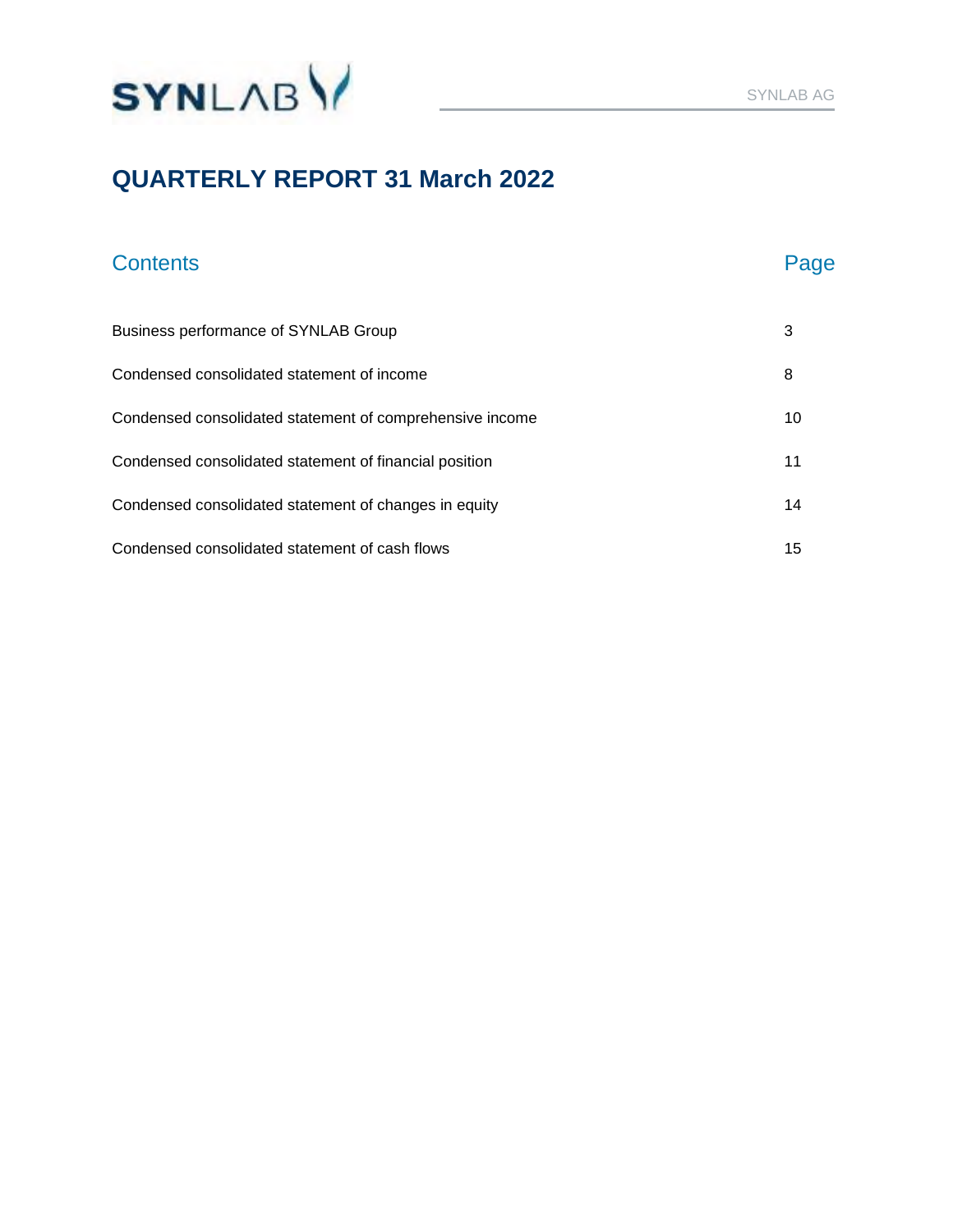# QUARTERLY REPORT 31 March 2022

## Contents

| Contents | Page |
|---|---|
| Business performance of SYNLAB Group | 3 |
| Condensed consolidated statement of income | 8 |
| Condensed consolidated statement of comprehensive income | 10 |
| Condensed consolidated statement of financial position | 11 |
| Condensed consolidated statement of changes in equity | 14 |
| Condensed consolidated statement of cash flows | 15 |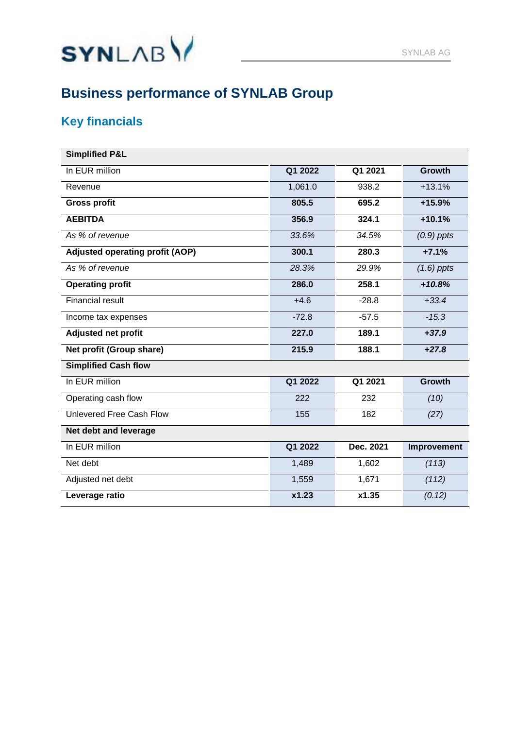# Business performance of SYNLAB Group

## Key financials

| **Simplified P&L** | | | |
|---|---|---|---|
| In EUR million | **Q1 2022** | **Q1 2021** | **Growth** |
| Revenue | 1,061.0 | 938.2 | +13.1% |
| **Gross profit** | **805.5** | **695.2** | **+15.9%** |
| **AEBITDA** | **356.9** | **324.1** | **+10.1%** |
| *As % of revenue* | *33.6%* | *34.5%* | *(0.9) ppts* |
| **Adjusted operating profit (AOP)** | **300.1** | **280.3** | **+7.1%** |
| *As % of revenue* | *28.3%* | *29.9%* | *(1.6) ppts* |
| **Operating profit** | **286.0** | **258.1** | ***+10.8%*** |
| Financial result | +4.6 | -28.8 | *+33.4* |
| Income tax expenses | -72.8 | -57.5 | *-15.3* |
| **Adjusted net profit** | **227.0** | **189.1** | ***+37.9*** |
| **Net profit (Group share)** | **215.9** | **188.1** | ***+27.8*** |
| **Simplified Cash flow** | | | |
| In EUR million | **Q1 2022** | **Q1 2021** | **Growth** |
| Operating cash flow | 222 | 232 | *(10)* |
| Unlevered Free Cash Flow | 155 | 182 | *(27)* |
| **Net debt and leverage** | | | |
| In EUR million | **Q1 2022** | **Dec. 2021** | **Improvement** |
| Net debt | 1,489 | 1,602 | *(113)* |
| Adjusted net debt | 1,559 | 1,671 | *(112)* |
| **Leverage ratio** | **x1.23** | **x1.35** | *(0.12)* |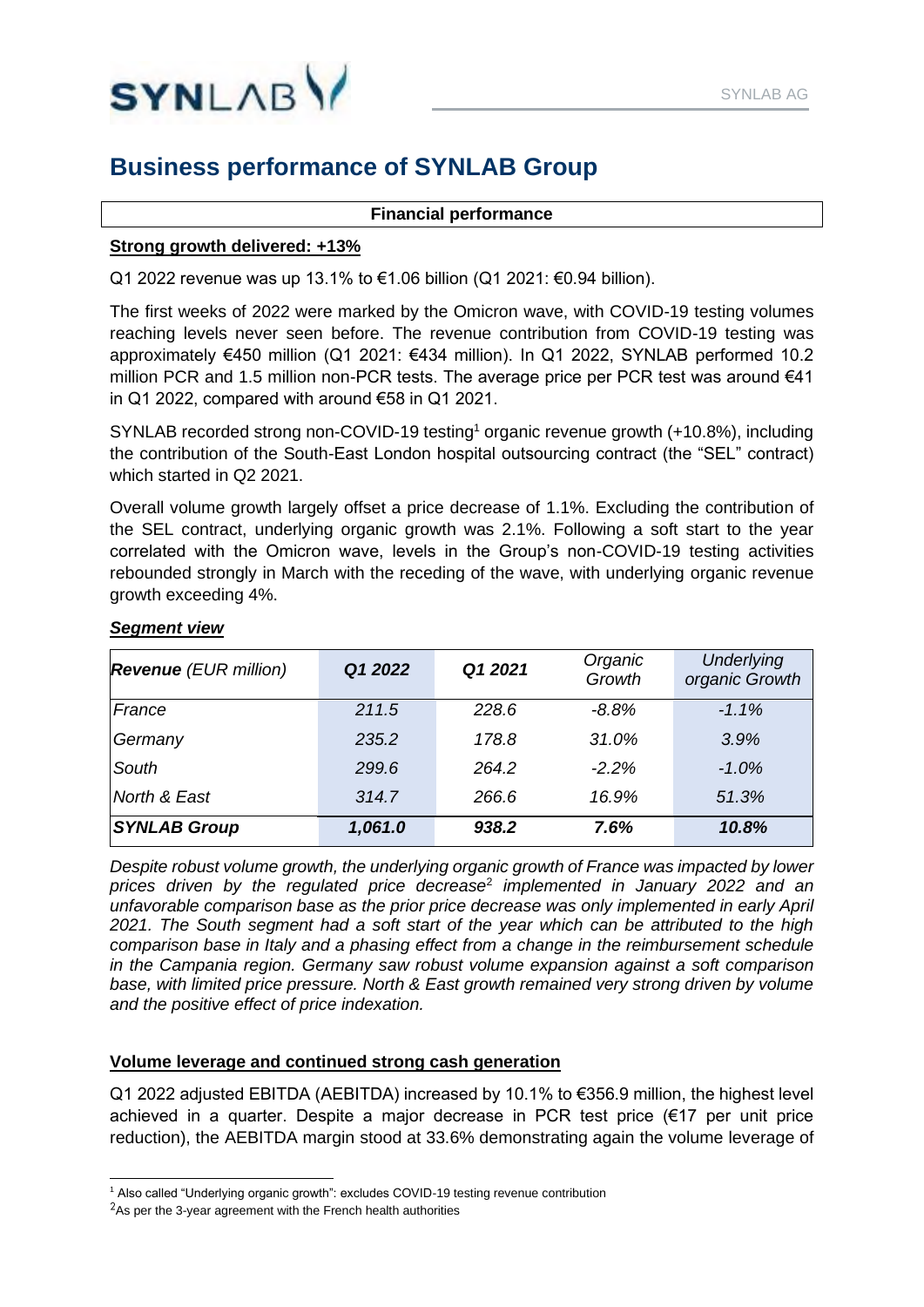# Business performance of SYNLAB Group

**Financial performance**

**Strong growth delivered: +13%**

Q1 2022 revenue was up 13.1% to €1.06 billion (Q1 2021: €0.94 billion).

The first weeks of 2022 were marked by the Omicron wave, with COVID-19 testing volumes reaching levels never seen before. The revenue contribution from COVID-19 testing was approximately €450 million (Q1 2021: €434 million). In Q1 2022, SYNLAB performed 10.2 million PCR and 1.5 million non-PCR tests. The average price per PCR test was around €41 in Q1 2022, compared with around €58 in Q1 2021.

SYNLAB recorded strong non-COVID-19 testing[1] organic revenue growth (+10.8%), including the contribution of the South-East London hospital outsourcing contract (the "SEL" contract) which started in Q2 2021.

Overall volume growth largely offset a price decrease of 1.1%. Excluding the contribution of the SEL contract, underlying organic growth was 2.1%. Following a soft start to the year correlated with the Omicron wave, levels in the Group's non-COVID-19 testing activities rebounded strongly in March with the receding of the wave, with underlying organic revenue growth exceeding 4%.

***Segment view***

| ***Revenue*** *(EUR million)* | ***Q1 2022*** | ***Q1 2021*** | *Organic Growth* | *Underlying organic Growth* |
|---|---|---|---|---|
| *France* | *211.5* | *228.6* | *-8.8%* | *-1.1%* |
| *Germany* | *235.2* | *178.8* | *31.0%* | *3.9%* |
| *South* | *299.6* | *264.2* | *-2.2%* | *-1.0%* |
| *North & East* | *314.7* | *266.6* | *16.9%* | *51.3%* |
| ***SYNLAB Group*** | ***1,061.0*** | ***938.2*** | ***7.6%*** | ***10.8%*** |

*Despite robust volume growth, the underlying organic growth of France was impacted by lower prices driven by the regulated price decrease[2] implemented in January 2022 and an unfavorable comparison base as the prior price decrease was only implemented in early April 2021. The South segment had a soft start of the year which can be attributed to the high comparison base in Italy and a phasing effect from a change in the reimbursement schedule in the Campania region. Germany saw robust volume expansion against a soft comparison base, with limited price pressure. North & East growth remained very strong driven by volume and the positive effect of price indexation.*

**Volume leverage and continued strong cash generation**

Q1 2022 adjusted EBITDA (AEBITDA) increased by 10.1% to €356.9 million, the highest level achieved in a quarter. Despite a major decrease in PCR test price (€17 per unit price reduction), the AEBITDA margin stood at 33.6% demonstrating again the volume leverage of

[1] Also called "Underlying organic growth": excludes COVID-19 testing revenue contribution

[2] As per the 3-year agreement with the French health authorities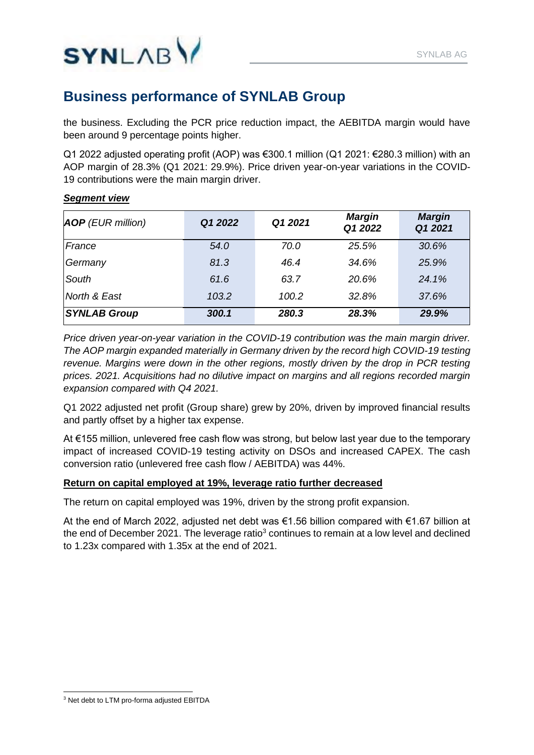## Business performance of SYNLAB Group

the business. Excluding the PCR price reduction impact, the AEBITDA margin would have been around 9 percentage points higher.

Q1 2022 adjusted operating profit (AOP) was €300.1 million (Q1 2021: €280.3 million) with an AOP margin of 28.3% (Q1 2021: 29.9%). Price driven year-on-year variations in the COVID-19 contributions were the main margin driver.

***Segment view***

| ***AOP*** *(EUR million)* | ***Q1 2022*** | ***Q1 2021*** | ***Margin Q1 2022*** | ***Margin Q1 2021*** |
|---|---|---|---|---|
| *France* | *54.0* | *70.0* | *25.5%* | *30.6%* |
| *Germany* | *81.3* | *46.4* | *34.6%* | *25.9%* |
| *South* | *61.6* | *63.7* | *20.6%* | *24.1%* |
| *North & East* | *103.2* | *100.2* | *32.8%* | *37.6%* |
| ***SYNLAB Group*** | ***300.1*** | ***280.3*** | ***28.3%*** | ***29.9%*** |

*Price driven year-on-year variation in the COVID-19 contribution was the main margin driver. The AOP margin expanded materially in Germany driven by the record high COVID-19 testing revenue. Margins were down in the other regions, mostly driven by the drop in PCR testing prices. 2021. Acquisitions had no dilutive impact on margins and all regions recorded margin expansion compared with Q4 2021.*

Q1 2022 adjusted net profit (Group share) grew by 20%, driven by improved financial results and partly offset by a higher tax expense.

At €155 million, unlevered free cash flow was strong, but below last year due to the temporary impact of increased COVID-19 testing activity on DSOs and increased CAPEX. The cash conversion ratio (unlevered free cash flow / AEBITDA) was 44%.

**Return on capital employed at 19%, leverage ratio further decreased**

The return on capital employed was 19%, driven by the strong profit expansion.

At the end of March 2022, adjusted net debt was €1.56 billion compared with €1.67 billion at the end of December 2021. The leverage ratio[3] continues to remain at a low level and declined to 1.23x compared with 1.35x at the end of 2021.

[3] Net debt to LTM pro-forma adjusted EBITDA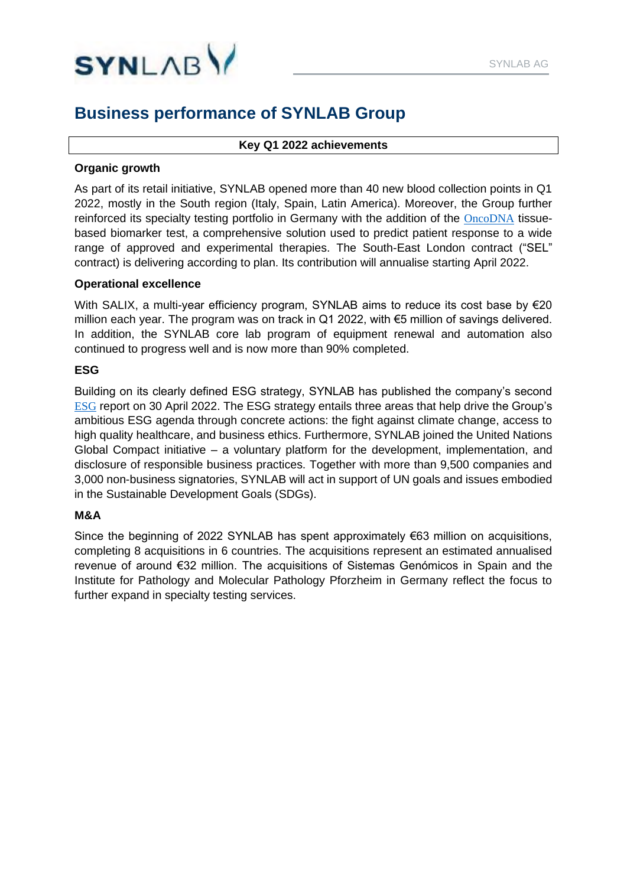# Business performance of SYNLAB Group

**Key Q1 2022 achievements**

**Organic growth**

As part of its retail initiative, SYNLAB opened more than 40 new blood collection points in Q1 2022, mostly in the South region (Italy, Spain, Latin America). Moreover, the Group further reinforced its specialty testing portfolio in Germany with the addition of the OncoDNA tissue-based biomarker test, a comprehensive solution used to predict patient response to a wide range of approved and experimental therapies. The South-East London contract ("SEL" contract) is delivering according to plan. Its contribution will annualise starting April 2022.

**Operational excellence**

With SALIX, a multi-year efficiency program, SYNLAB aims to reduce its cost base by €20 million each year. The program was on track in Q1 2022, with €5 million of savings delivered. In addition, the SYNLAB core lab program of equipment renewal and automation also continued to progress well and is now more than 90% completed.

**ESG**

Building on its clearly defined ESG strategy, SYNLAB has published the company's second ESG report on 30 April 2022. The ESG strategy entails three areas that help drive the Group's ambitious ESG agenda through concrete actions: the fight against climate change, access to high quality healthcare, and business ethics. Furthermore, SYNLAB joined the United Nations Global Compact initiative – a voluntary platform for the development, implementation, and disclosure of responsible business practices. Together with more than 9,500 companies and 3,000 non-business signatories, SYNLAB will act in support of UN goals and issues embodied in the Sustainable Development Goals (SDGs).

**M&A**

Since the beginning of 2022 SYNLAB has spent approximately €63 million on acquisitions, completing 8 acquisitions in 6 countries. The acquisitions represent an estimated annualised revenue of around €32 million. The acquisitions of Sistemas Genómicos in Spain and the Institute for Pathology and Molecular Pathology Pforzheim in Germany reflect the focus to further expand in specialty testing services.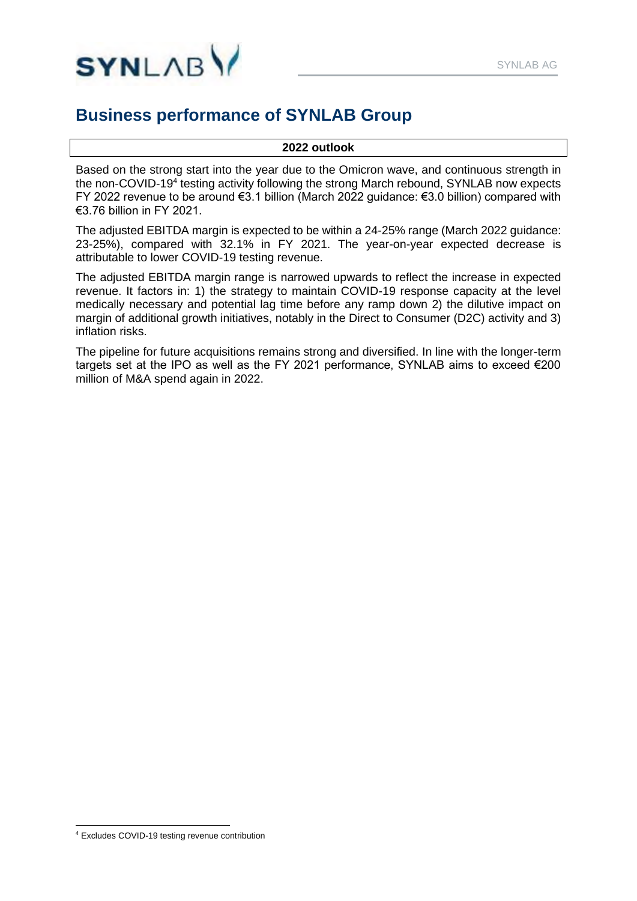# Business performance of SYNLAB Group

**2022 outlook**

Based on the strong start into the year due to the Omicron wave, and continuous strength in the non-COVID-19[4] testing activity following the strong March rebound, SYNLAB now expects FY 2022 revenue to be around €3.1 billion (March 2022 guidance: €3.0 billion) compared with €3.76 billion in FY 2021.

The adjusted EBITDA margin is expected to be within a 24-25% range (March 2022 guidance: 23-25%), compared with 32.1% in FY 2021. The year-on-year expected decrease is attributable to lower COVID-19 testing revenue.

The adjusted EBITDA margin range is narrowed upwards to reflect the increase in expected revenue. It factors in: 1) the strategy to maintain COVID-19 response capacity at the level medically necessary and potential lag time before any ramp down 2) the dilutive impact on margin of additional growth initiatives, notably in the Direct to Consumer (D2C) activity and 3) inflation risks.

The pipeline for future acquisitions remains strong and diversified. In line with the longer-term targets set at the IPO as well as the FY 2021 performance, SYNLAB aims to exceed €200 million of M&A spend again in 2022.

[4] Excludes COVID-19 testing revenue contribution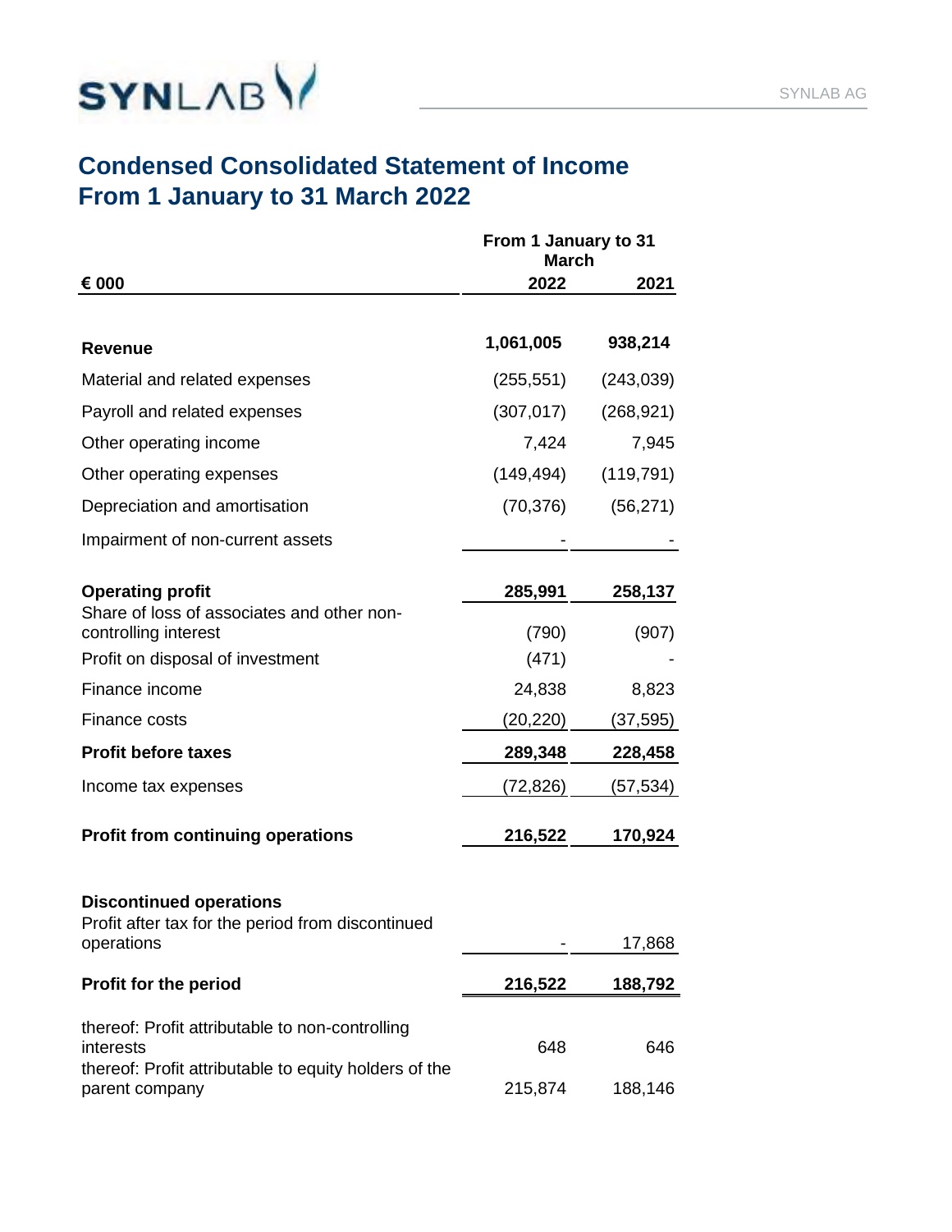# Condensed Consolidated Statement of Income
# From 1 January to 31 March 2022

| € 000 | From 1 January to 31 March 2022 | 2021 |
|---|---|---|
| **Revenue** | **1,061,005** | **938,214** |
| Material and related expenses | (255,551) | (243,039) |
| Payroll and related expenses | (307,017) | (268,921) |
| Other operating income | 7,424 | 7,945 |
| Other operating expenses | (149,494) | (119,791) |
| Depreciation and amortisation | (70,376) | (56,271) |
| Impairment of non-current assets | - | - |
| **Operating profit** | **285,991** | **258,137** |
| Share of loss of associates and other non-controlling interest | (790) | (907) |
| Profit on disposal of investment | (471) | - |
| Finance income | 24,838 | 8,823 |
| Finance costs | (20,220) | (37,595) |
| **Profit before taxes** | **289,348** | **228,458** |
| Income tax expenses | (72,826) | (57,534) |
| **Profit from continuing operations** | **216,522** | **170,924** |
| **Discontinued operations** | | |
| Profit after tax for the period from discontinued operations | - | 17,868 |
| **Profit for the period** | **216,522** | **188,792** |
| thereof: Profit attributable to non-controlling interests | 648 | 646 |
| thereof: Profit attributable to equity holders of the parent company | 215,874 | 188,146 |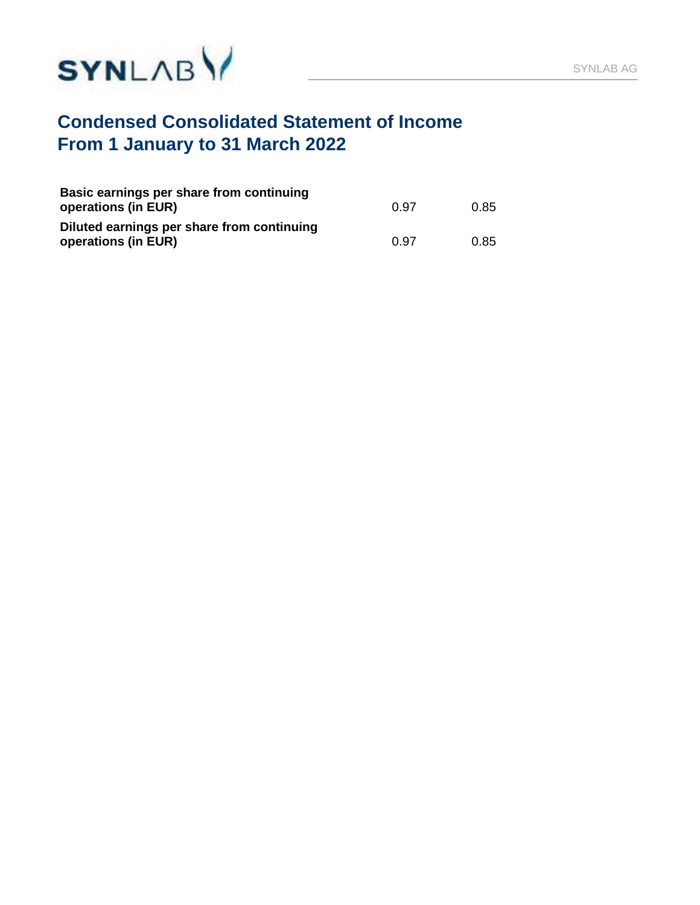# Condensed Consolidated Statement of Income
# From 1 January to 31 March 2022

| | | |
|---|---|---|
| **Basic earnings per share from continuing operations (in EUR)** | 0.97 | 0.85 |
| **Diluted earnings per share from continuing operations (in EUR)** | 0.97 | 0.85 |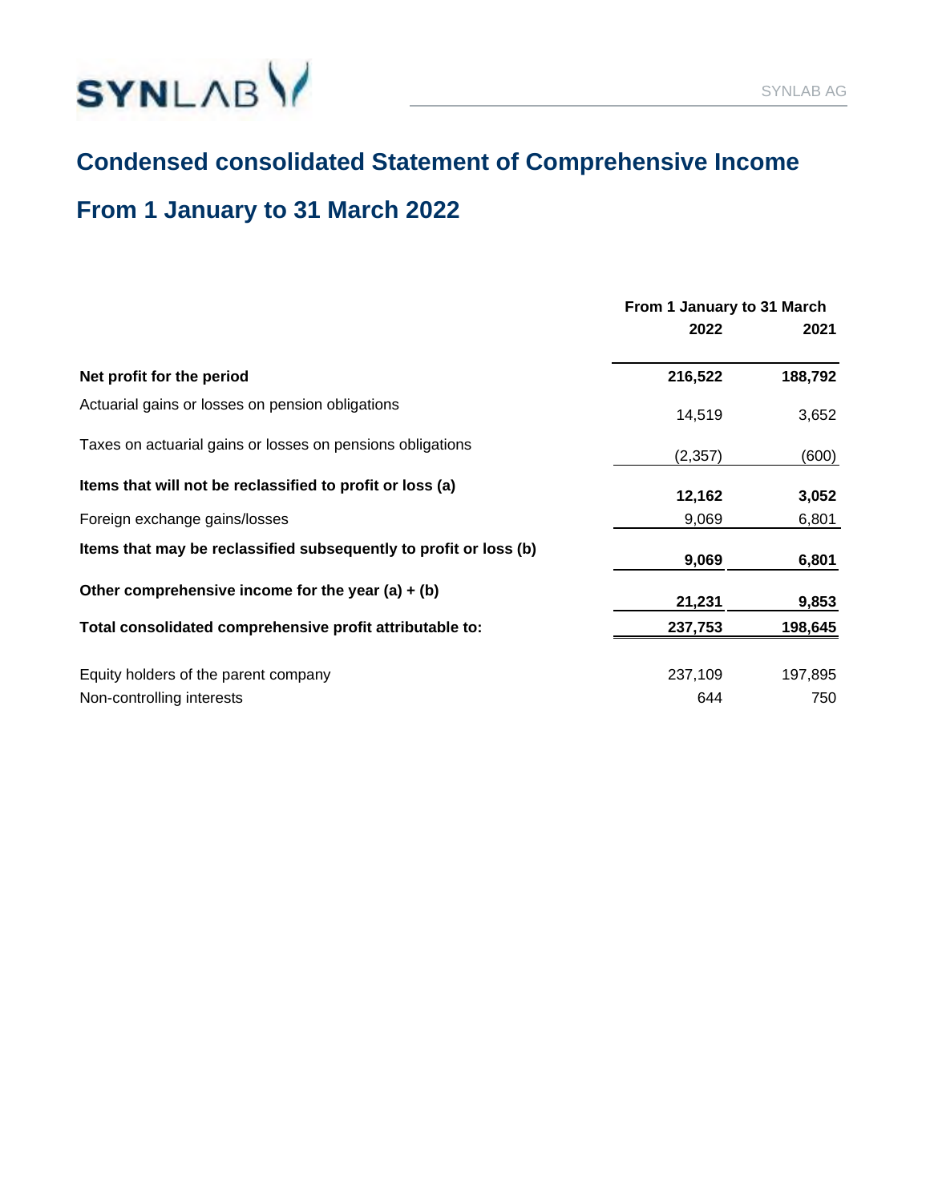# Condensed consolidated Statement of Comprehensive Income

## From 1 January to 31 March 2022

| | From 1 January to 31 March | |
|---|---|---|
| | 2022 | 2021 |
| **Net profit for the period** | **216,522** | **188,792** |
| Actuarial gains or losses on pension obligations | 14,519 | 3,652 |
| Taxes on actuarial gains or losses on pensions obligations | (2,357) | (600) |
| **Items that will not be reclassified to profit or loss (a)** | **12,162** | **3,052** |
| Foreign exchange gains/losses | 9,069 | 6,801 |
| **Items that may be reclassified subsequently to profit or loss (b)** | **9,069** | **6,801** |
| **Other comprehensive income for the year (a) + (b)** | **21,231** | **9,853** |
| **Total consolidated comprehensive profit attributable to:** | **237,753** | **198,645** |
| Equity holders of the parent company | 237,109 | 197,895 |
| Non-controlling interests | 644 | 750 |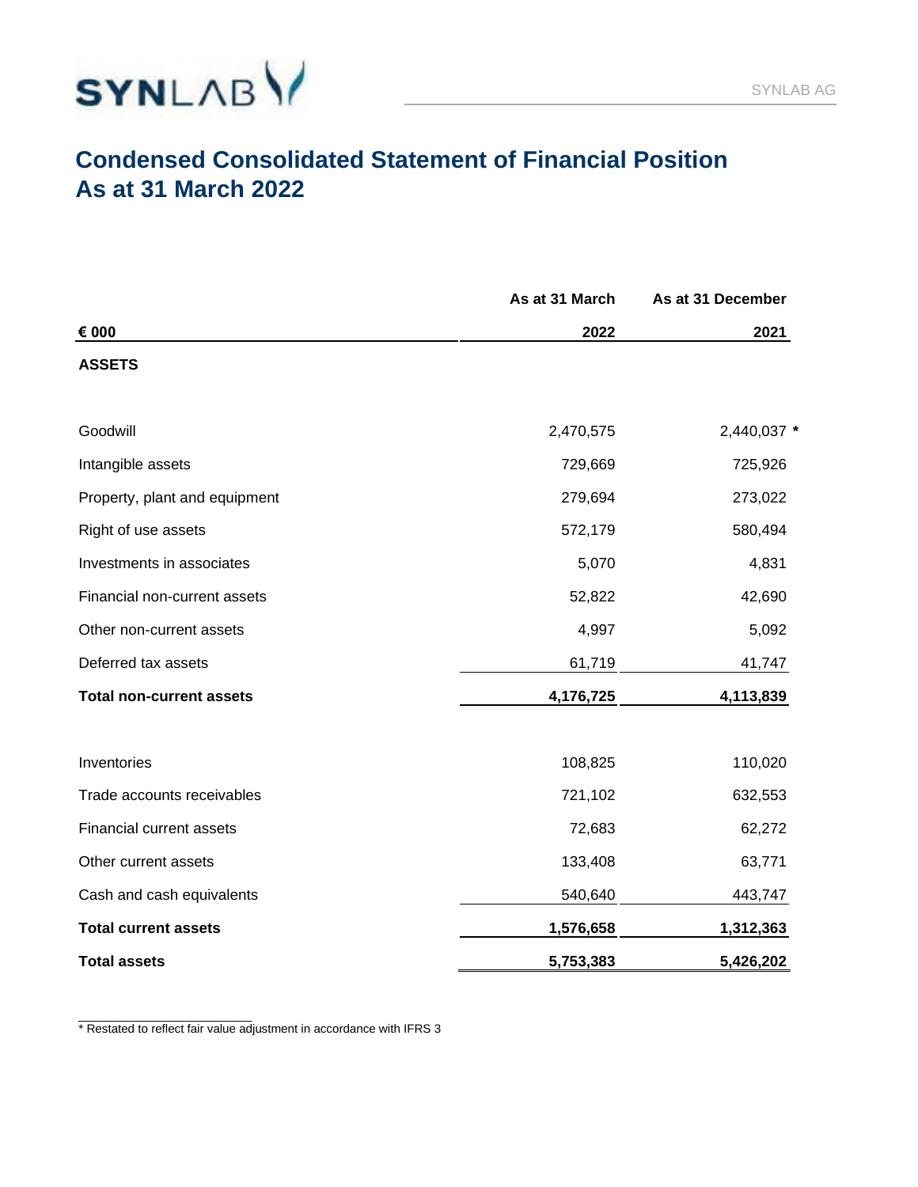# Condensed Consolidated Statement of Financial Position
# As at 31 March 2022

| € 000 | As at 31 March 2022 | As at 31 December 2021 |
|---|---|---|
| **ASSETS** | | |
| Goodwill | 2,470,575 | 2,440,037 * |
| Intangible assets | 729,669 | 725,926 |
| Property, plant and equipment | 279,694 | 273,022 |
| Right of use assets | 572,179 | 580,494 |
| Investments in associates | 5,070 | 4,831 |
| Financial non-current assets | 52,822 | 42,690 |
| Other non-current assets | 4,997 | 5,092 |
| Deferred tax assets | 61,719 | 41,747 |
| **Total non-current assets** | **4,176,725** | **4,113,839** |
| Inventories | 108,825 | 110,020 |
| Trade accounts receivables | 721,102 | 632,553 |
| Financial current assets | 72,683 | 62,272 |
| Other current assets | 133,408 | 63,771 |
| Cash and cash equivalents | 540,640 | 443,747 |
| **Total current assets** | **1,576,658** | **1,312,363** |
| **Total assets** | **5,753,383** | **5,426,202** |

* Restated to reflect fair value adjustment in accordance with IFRS 3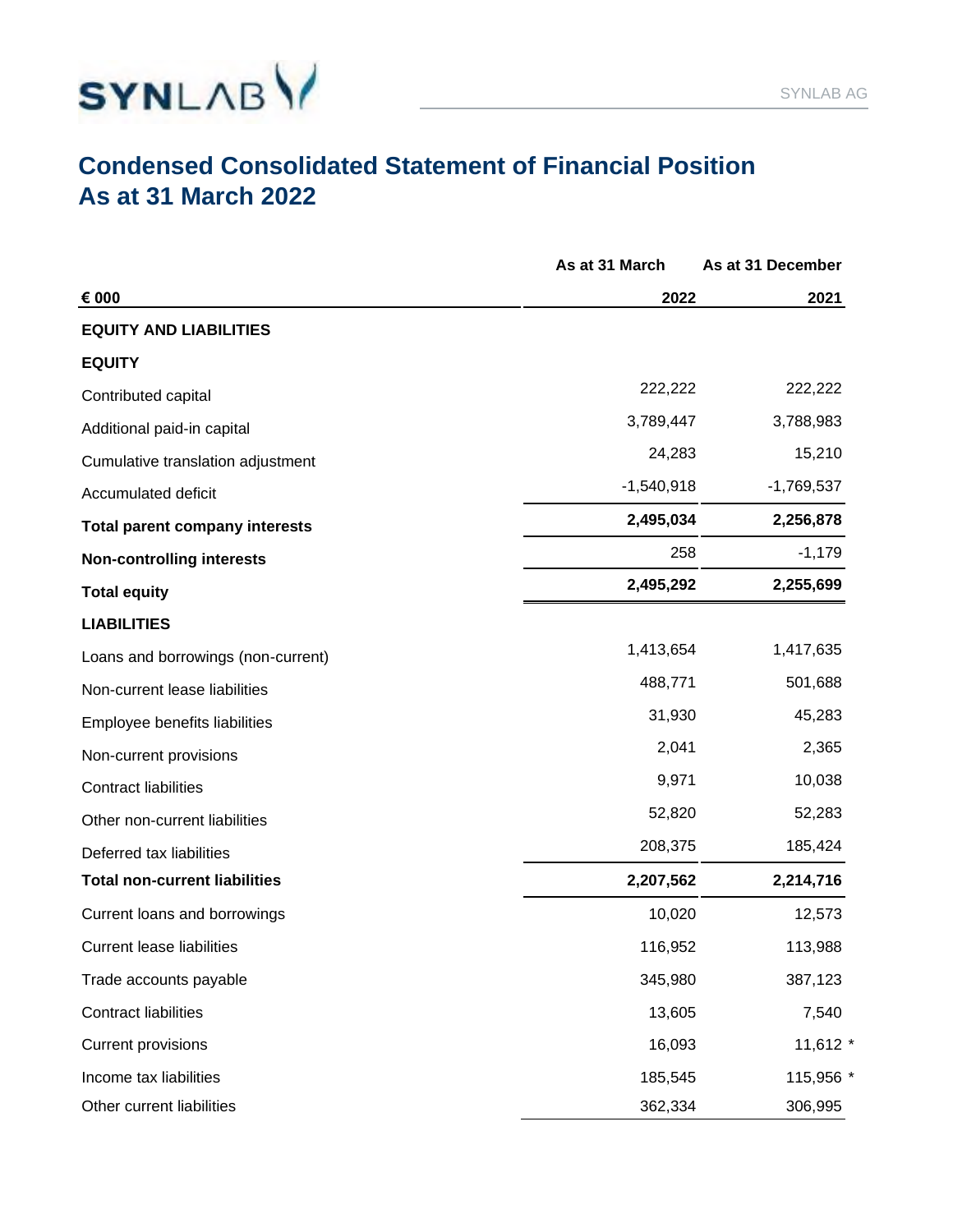# Condensed Consolidated Statement of Financial Position
## As at 31 March 2022

| € 000 | As at 31 March 2022 | As at 31 December 2021 |
|---|---|---|
| **EQUITY AND LIABILITIES** | | |
| **EQUITY** | | |
| Contributed capital | 222,222 | 222,222 |
| Additional paid-in capital | 3,789,447 | 3,788,983 |
| Cumulative translation adjustment | 24,283 | 15,210 |
| Accumulated deficit | -1,540,918 | -1,769,537 |
| **Total parent company interests** | **2,495,034** | **2,256,878** |
| **Non-controlling interests** | 258 | -1,179 |
| **Total equity** | **2,495,292** | **2,255,699** |
| **LIABILITIES** | | |
| Loans and borrowings (non-current) | 1,413,654 | 1,417,635 |
| Non-current lease liabilities | 488,771 | 501,688 |
| Employee benefits liabilities | 31,930 | 45,283 |
| Non-current provisions | 2,041 | 2,365 |
| Contract liabilities | 9,971 | 10,038 |
| Other non-current liabilities | 52,820 | 52,283 |
| Deferred tax liabilities | 208,375 | 185,424 |
| **Total non-current liabilities** | **2,207,562** | **2,214,716** |
| Current loans and borrowings | 10,020 | 12,573 |
| Current lease liabilities | 116,952 | 113,988 |
| Trade accounts payable | 345,980 | 387,123 |
| Contract liabilities | 13,605 | 7,540 |
| Current provisions | 16,093 | 11,612 * |
| Income tax liabilities | 185,545 | 115,956 * |
| Other current liabilities | 362,334 | 306,995 |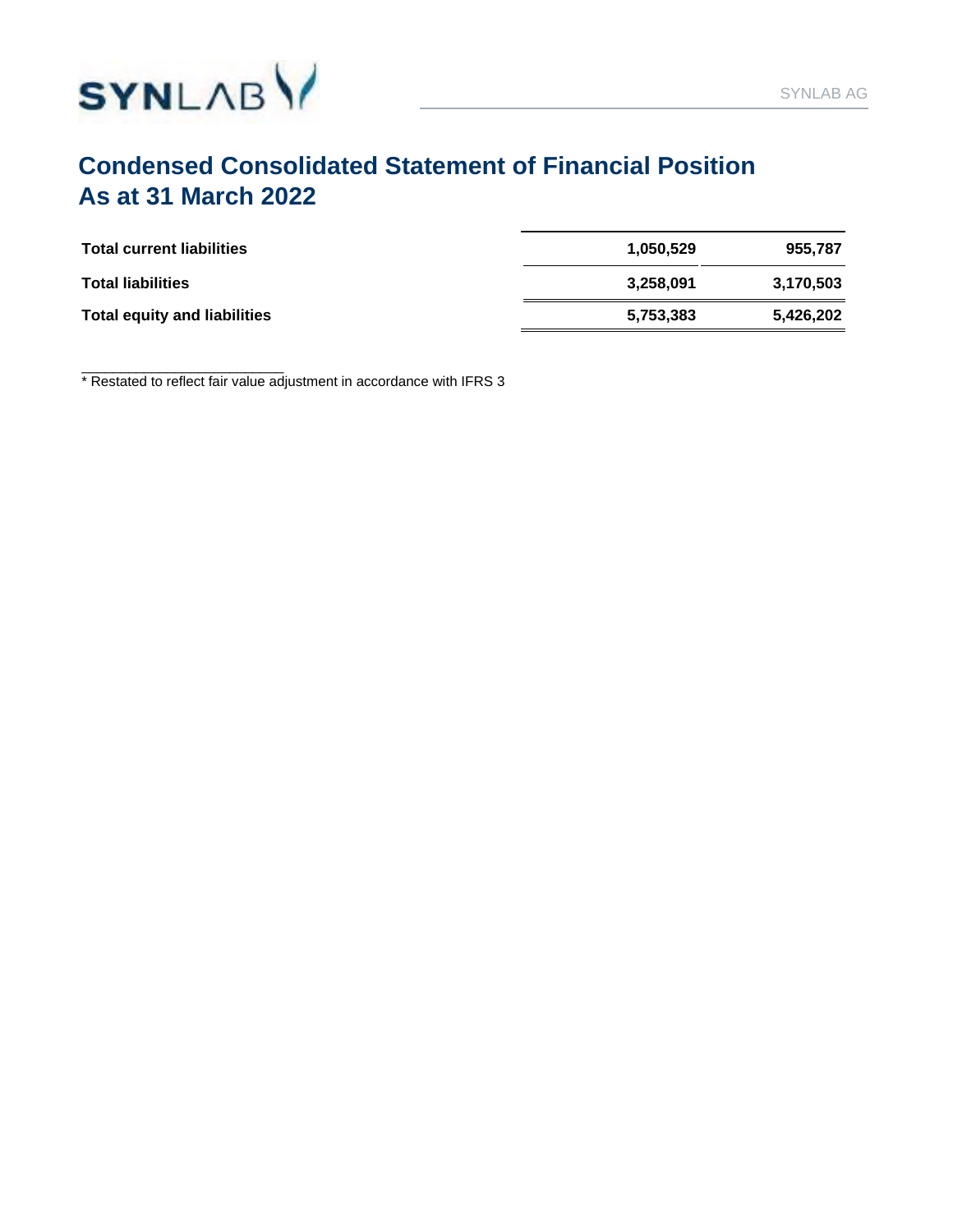# Condensed Consolidated Statement of Financial Position As at 31 March 2022

| | | |
|---|---|---|
| **Total current liabilities** | **1,050,529** | **955,787** |
| **Total liabilities** | **3,258,091** | **3,170,503** |
| **Total equity and liabilities** | **5,753,383** | **5,426,202** |

* Restated to reflect fair value adjustment in accordance with IFRS 3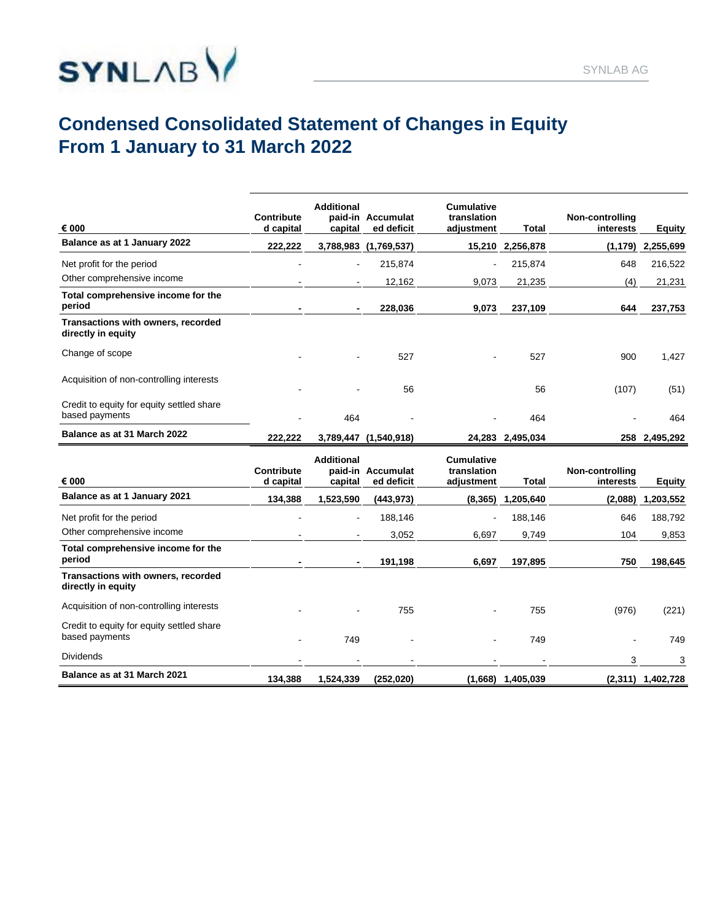# Condensed Consolidated Statement of Changes in Equity From 1 January to 31 March 2022

| € 000 | Contributed capital | Additional paid-in capital | Accumulated deficit | Cumulative translation adjustment | Total | Non-controlling interests | Equity |
|---|---|---|---|---|---|---|---|
| **Balance as at 1 January 2022** | **222,222** | **3,788,983** | **(1,769,537)** | **15,210** | **2,256,878** | **(1,179)** | **2,255,699** |
| Net profit for the period | - | - | 215,874 | - | 215,874 | 648 | 216,522 |
| Other comprehensive income | - | - | 12,162 | 9,073 | 21,235 | (4) | 21,231 |
| **Total comprehensive income for the period** | **-** | **-** | **228,036** | **9,073** | **237,109** | **644** | **237,753** |
| **Transactions with owners, recorded directly in equity** | | | | | | | |
| Change of scope | - | - | 527 | - | 527 | 900 | 1,427 |
| Acquisition of non-controlling interests | - | - | 56 | | 56 | (107) | (51) |
| Credit to equity for equity settled share based payments | - | 464 | - | - | 464 | - | 464 |
| **Balance as at 31 March 2022** | **222,222** | **3,789,447** | **(1,540,918)** | **24,283** | **2,495,034** | **258** | **2,495,292** |

| € 000 | Contributed capital | Additional paid-in capital | Accumulated deficit | Cumulative translation adjustment | Total | Non-controlling interests | Equity |
|---|---|---|---|---|---|---|---|
| **Balance as at 1 January 2021** | **134,388** | **1,523,590** | **(443,973)** | **(8,365)** | **1,205,640** | **(2,088)** | **1,203,552** |
| Net profit for the period | - | - | 188,146 | - | 188,146 | 646 | 188,792 |
| Other comprehensive income | - | - | 3,052 | 6,697 | 9,749 | 104 | 9,853 |
| **Total comprehensive income for the period** | **-** | **-** | **191,198** | **6,697** | **197,895** | **750** | **198,645** |
| **Transactions with owners, recorded directly in equity** | | | | | | | |
| Acquisition of non-controlling interests | - | - | 755 | - | 755 | (976) | (221) |
| Credit to equity for equity settled share based payments | - | 749 | - | - | 749 | - | 749 |
| Dividends | - | - | - | - | - | 3 | 3 |
| **Balance as at 31 March 2021** | **134,388** | **1,524,339** | **(252,020)** | **(1,668)** | **1,405,039** | **(2,311)** | **1,402,728** |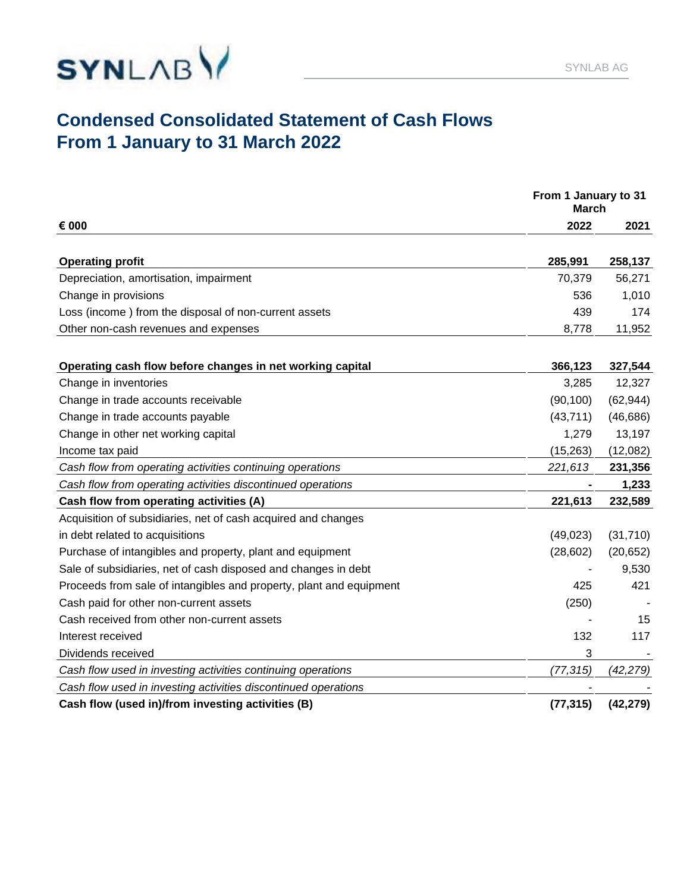# Condensed Consolidated Statement of Cash Flows
# From 1 January to 31 March 2022

| € 000 | From 1 January to 31 March 2022 | 2021 |
|---|---|---|
| **Operating profit** | **285,991** | **258,137** |
| Depreciation, amortisation, impairment | 70,379 | 56,271 |
| Change in provisions | 536 | 1,010 |
| Loss (income ) from the disposal of non-current assets | 439 | 174 |
| Other non-cash revenues and expenses | 8,778 | 11,952 |
| **Operating cash flow before changes in net working capital** | **366,123** | **327,544** |
| Change in inventories | 3,285 | 12,327 |
| Change in trade accounts receivable | (90,100) | (62,944) |
| Change in trade accounts payable | (43,711) | (46,686) |
| Change in other net working capital | 1,279 | 13,197 |
| Income tax paid | (15,263) | (12,082) |
| *Cash flow from operating activities continuing operations* | *221,613* | **231,356** |
| *Cash flow from operating activities discontinued operations* | **-** | **1,233** |
| **Cash flow from operating activities (A)** | **221,613** | **232,589** |
| Acquisition of subsidiaries, net of cash acquired and changes in debt related to acquisitions | (49,023) | (31,710) |
| Purchase of intangibles and property, plant and equipment | (28,602) | (20,652) |
| Sale of subsidiaries, net of cash disposed and changes in debt | - | 9,530 |
| Proceeds from sale of intangibles and property, plant and equipment | 425 | 421 |
| Cash paid for other non-current assets | (250) | - |
| Cash received from other non-current assets | - | 15 |
| Interest received | 132 | 117 |
| Dividends received | 3 | - |
| *Cash flow used in investing activities continuing operations* | *(77,315)* | *(42,279)* |
| *Cash flow used in investing activities discontinued operations* | - | - |
| **Cash flow (used in)/from investing activities (B)** | **(77,315)** | **(42,279)** |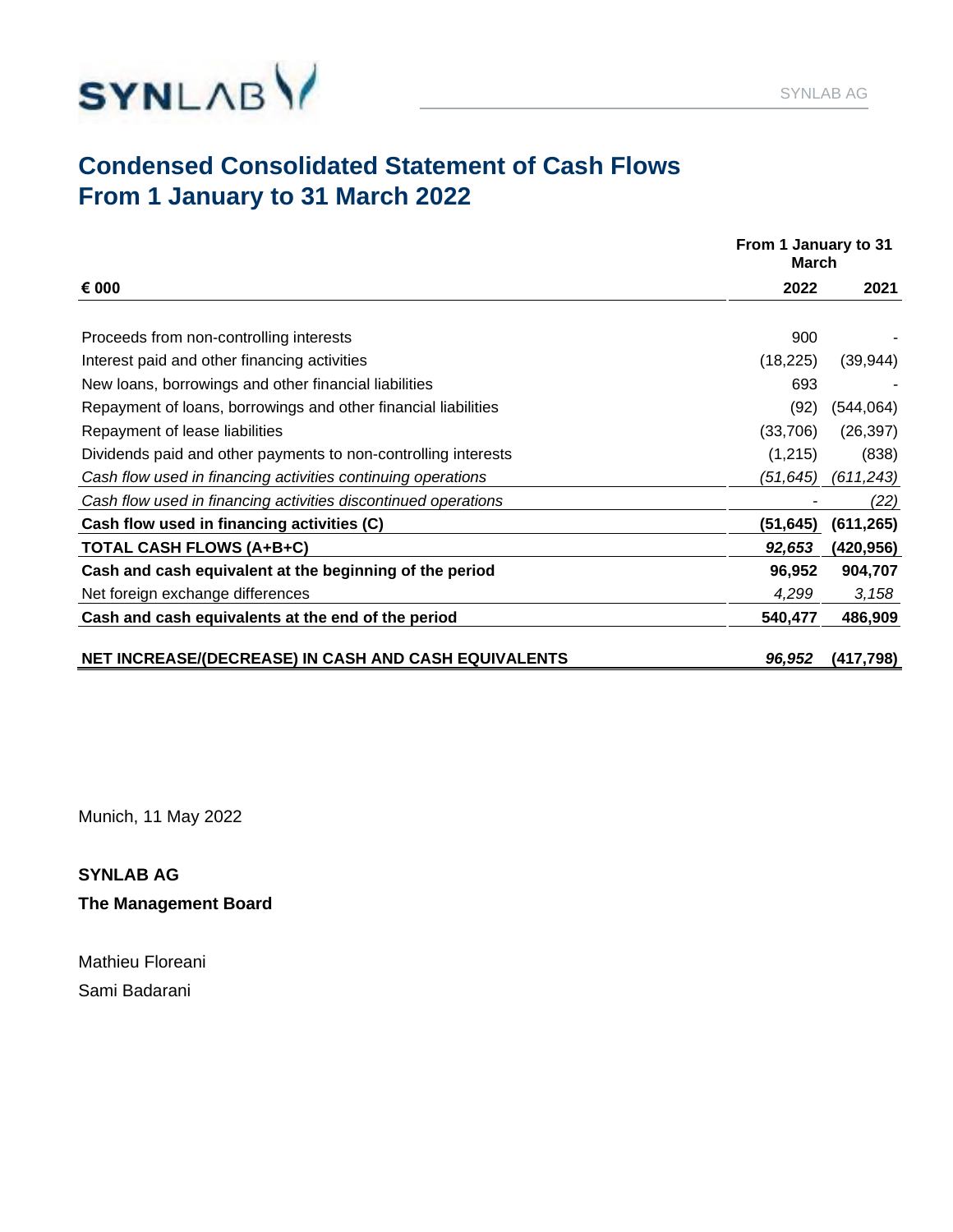# Condensed Consolidated Statement of Cash Flows From 1 January to 31 March 2022

| € 000 | From 1 January to 31 March 2022 | 2021 |
| --- | --- | --- |
| Proceeds from non-controlling interests | 900 | - |
| Interest paid and other financing activities | (18,225) | (39,944) |
| New loans, borrowings and other financial liabilities | 693 | - |
| Repayment of loans, borrowings and other financial liabilities | (92) | (544,064) |
| Repayment of lease liabilities | (33,706) | (26,397) |
| Dividends paid and other payments to non-controlling interests | (1,215) | (838) |
| *Cash flow used in financing activities continuing operations* | *(51,645)* | *(611,243)* |
| *Cash flow used in financing activities discontinued operations* | *-* | *(22)* |
| **Cash flow used in financing activities (C)** | **(51,645)** | **(611,265)** |
| **TOTAL CASH FLOWS (A+B+C)** | ***92,653*** | **(420,956)** |
| **Cash and cash equivalent at the beginning of the period** | **96,952** | **904,707** |
| Net foreign exchange differences | *4,299* | *3,158* |
| **Cash and cash equivalents at the end of the period** | **540,477** | **486,909** |
| **NET INCREASE/(DECREASE) IN CASH AND CASH EQUIVALENTS** | ***96,952*** | **(417,798)** |

Munich, 11 May 2022

**SYNLAB AG**

**The Management Board**

Mathieu Floreani

Sami Badarani